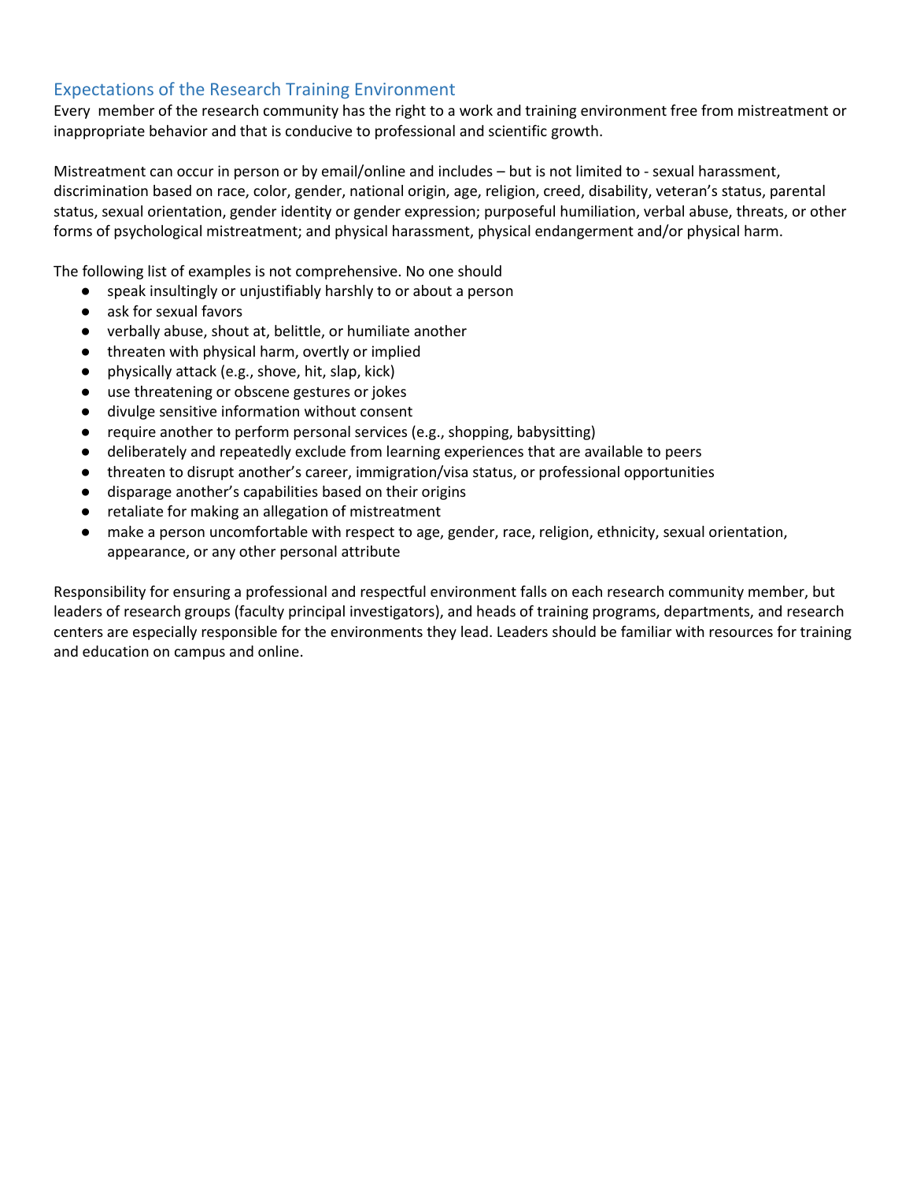## Expectations of the Research Training Environment

Every member of the research community has the right to a work and training environment free from mistreatment or inappropriate behavior and that is conducive to professional and scientific growth.

Mistreatment can occur in person or by email/online and includes – but is not limited to - sexual harassment, discrimination based on race, color, gender, national origin, age, religion, creed, disability, veteran's status, parental status, sexual orientation, gender identity or gender expression; purposeful humiliation, verbal abuse, threats, or other forms of psychological mistreatment; and physical harassment, physical endangerment and/or physical harm.

The following list of examples is not comprehensive. No one should

- speak insultingly or unjustifiably harshly to or about a person
- ask for sexual favors
- verbally abuse, shout at, belittle, or humiliate another
- threaten with physical harm, overtly or implied
- physically attack (e.g., shove, hit, slap, kick)
- use threatening or obscene gestures or jokes
- divulge sensitive information without consent
- require another to perform personal services (e.g., shopping, babysitting)
- deliberately and repeatedly exclude from learning experiences that are available to peers
- threaten to disrupt another's career, immigration/visa status, or professional opportunities
- disparage another's capabilities based on their origins
- retaliate for making an allegation of mistreatment
- make a person uncomfortable with respect to age, gender, race, religion, ethnicity, sexual orientation, appearance, or any other personal attribute

Responsibility for ensuring a professional and respectful environment falls on each research community member, but leaders of research groups (faculty principal investigators), and heads of training programs, departments, and research centers are especially responsible for the environments they lead. Leaders should be familiar with resources for training and education on campus and online.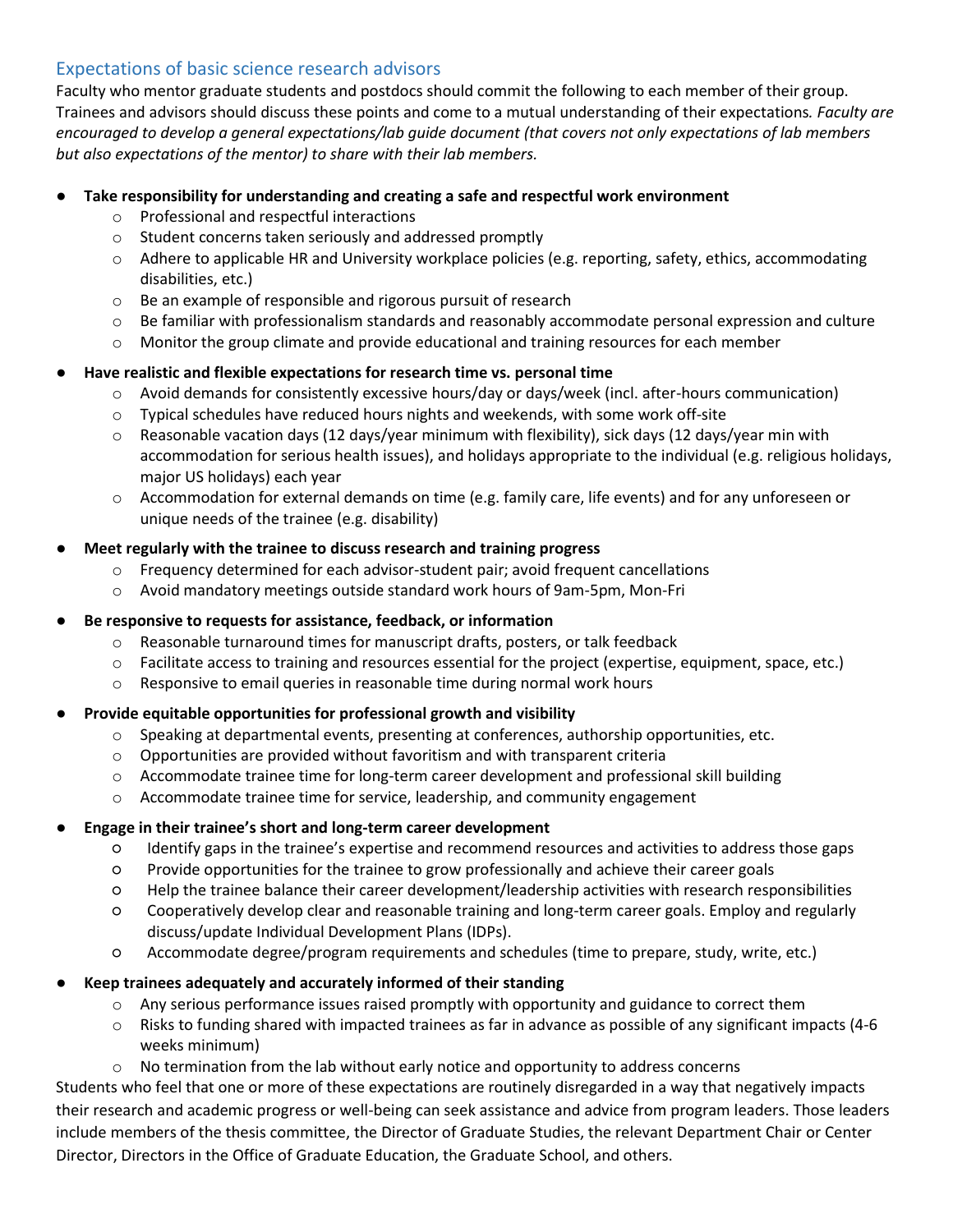## Expectations of basic science research advisors

Faculty who mentor graduate students and postdocs should commit the following to each member of their group. Trainees and advisors should discuss these points and come to a mutual understanding of their expectations. *Faculty are encouraged to develop a general expectations/lab guide document (that covers not only expectations of lab members but also expectations of the mentor) to share with their lab members.*

- **Take responsibility for understanding and creating a safe and respectful work environment**
    - Professional and respectful interactions
    - Student concerns taken seriously and addressed promptly
    - Adhere to applicable HR and University workplace policies (e.g. reporting, safety, ethics, accommodating disabilities, etc.)
    - Be an example of responsible and rigorous pursuit of research
    - Be familiar with professionalism standards and reasonably accommodate personal expression and culture
    - Monitor the group climate and provide educational and training resources for each member
- **Have realistic and flexible expectations for research time vs. personal time**
    - Avoid demands for consistently excessive hours/day or days/week (incl. after-hours communication)
    - Typical schedules have reduced hours nights and weekends, with some work off-site
    - Reasonable vacation days (12 days/year minimum with flexibility), sick days (12 days/year min with accommodation for serious health issues), and holidays appropriate to the individual (e.g. religious holidays, major US holidays) each year
    - Accommodation for external demands on time (e.g. family care, life events) and for any unforeseen or unique needs of the trainee (e.g. disability)
- **Meet regularly with the trainee to discuss research and training progress**
    - Frequency determined for each advisor-student pair; avoid frequent cancellations
    - Avoid mandatory meetings outside standard work hours of 9am-5pm, Mon-Fri
- **Be responsive to requests for assistance, feedback, or information**
    - Reasonable turnaround times for manuscript drafts, posters, or talk feedback
    - Facilitate access to training and resources essential for the project (expertise, equipment, space, etc.)
    - Responsive to email queries in reasonable time during normal work hours
- **Provide equitable opportunities for professional growth and visibility**
    - Speaking at departmental events, presenting at conferences, authorship opportunities, etc.
    - Opportunities are provided without favoritism and with transparent criteria
    - Accommodate trainee time for long-term career development and professional skill building
    - Accommodate trainee time for service, leadership, and community engagement
- **Engage in their trainee's short and long-term career development**
    - Identify gaps in the trainee's expertise and recommend resources and activities to address those gaps
    - Provide opportunities for the trainee to grow professionally and achieve their career goals
    - Help the trainee balance their career development/leadership activities with research responsibilities
    - Cooperatively develop clear and reasonable training and long-term career goals. Employ and regularly discuss/update Individual Development Plans (IDPs).
    - Accommodate degree/program requirements and schedules (time to prepare, study, write, etc.)
- **Keep trainees adequately and accurately informed of their standing**
    - Any serious performance issues raised promptly with opportunity and guidance to correct them
    - Risks to funding shared with impacted trainees as far in advance as possible of any significant impacts (4-6 weeks minimum)
    - No termination from the lab without early notice and opportunity to address concerns

Students who feel that one or more of these expectations are routinely disregarded in a way that negatively impacts their research and academic progress or well-being can seek assistance and advice from program leaders. Those leaders include members of the thesis committee, the Director of Graduate Studies, the relevant Department Chair or Center Director, Directors in the Office of Graduate Education, the Graduate School, and others.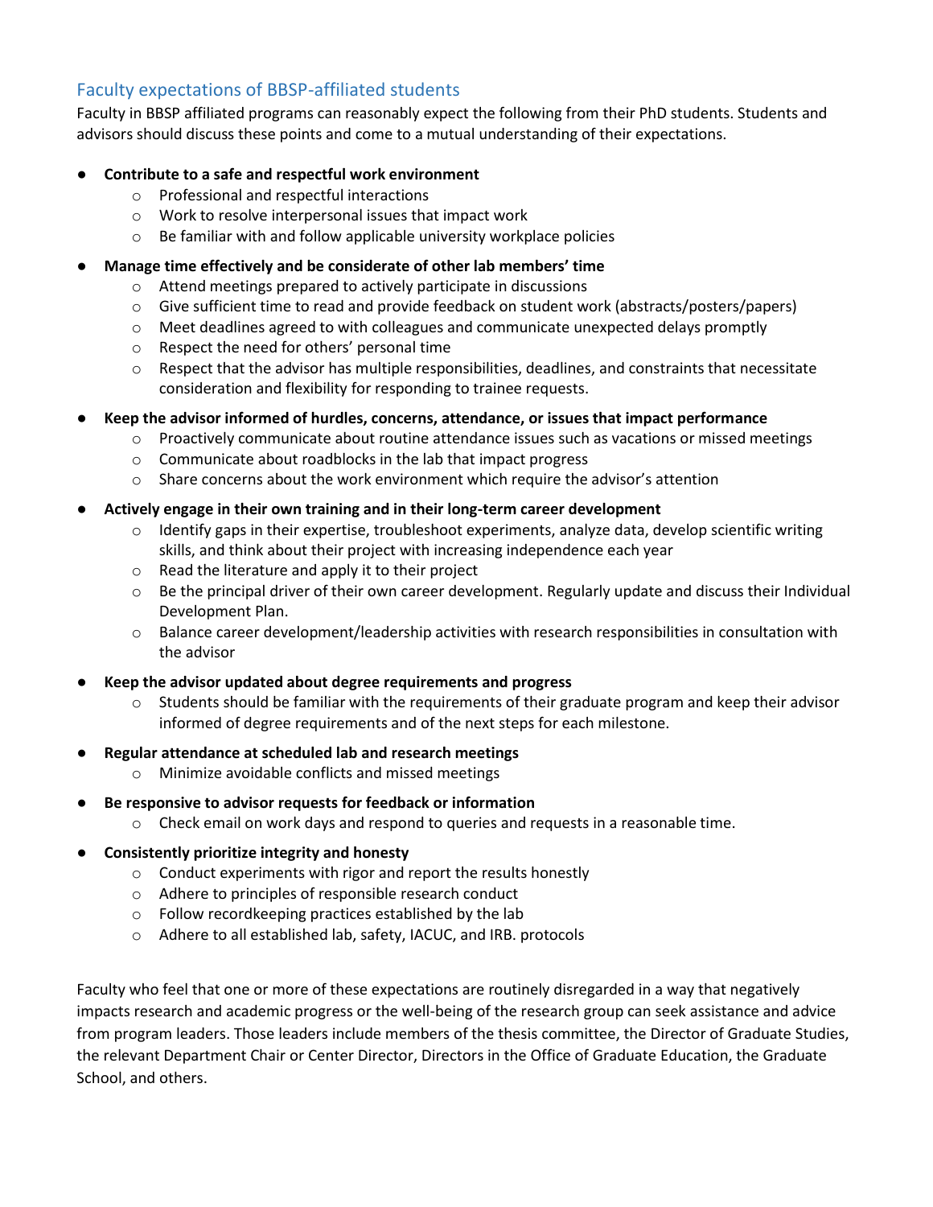## Faculty expectations of BBSP-affiliated students

Faculty in BBSP affiliated programs can reasonably expect the following from their PhD students. Students and advisors should discuss these points and come to a mutual understanding of their expectations.

- **Contribute to a safe and respectful work environment**
  - Professional and respectful interactions
  - Work to resolve interpersonal issues that impact work
  - Be familiar with and follow applicable university workplace policies
- **Manage time effectively and be considerate of other lab members' time**
  - Attend meetings prepared to actively participate in discussions
  - Give sufficient time to read and provide feedback on student work (abstracts/posters/papers)
  - Meet deadlines agreed to with colleagues and communicate unexpected delays promptly
  - Respect the need for others' personal time
  - Respect that the advisor has multiple responsibilities, deadlines, and constraints that necessitate consideration and flexibility for responding to trainee requests.
- **Keep the advisor informed of hurdles, concerns, attendance, or issues that impact performance**
  - Proactively communicate about routine attendance issues such as vacations or missed meetings
  - Communicate about roadblocks in the lab that impact progress
  - Share concerns about the work environment which require the advisor's attention
- **Actively engage in their own training and in their long-term career development**
  - Identify gaps in their expertise, troubleshoot experiments, analyze data, develop scientific writing skills, and think about their project with increasing independence each year
  - Read the literature and apply it to their project
  - Be the principal driver of their own career development. Regularly update and discuss their Individual Development Plan.
  - Balance career development/leadership activities with research responsibilities in consultation with the advisor
- **Keep the advisor updated about degree requirements and progress**
  - Students should be familiar with the requirements of their graduate program and keep their advisor informed of degree requirements and of the next steps for each milestone.
- **Regular attendance at scheduled lab and research meetings**
  - Minimize avoidable conflicts and missed meetings
- **Be responsive to advisor requests for feedback or information**
  - Check email on work days and respond to queries and requests in a reasonable time.
- **Consistently prioritize integrity and honesty**
  - Conduct experiments with rigor and report the results honestly
  - Adhere to principles of responsible research conduct
  - Follow recordkeeping practices established by the lab
  - Adhere to all established lab, safety, IACUC, and IRB. protocols

Faculty who feel that one or more of these expectations are routinely disregarded in a way that negatively impacts research and academic progress or the well-being of the research group can seek assistance and advice from program leaders. Those leaders include members of the thesis committee, the Director of Graduate Studies, the relevant Department Chair or Center Director, Directors in the Office of Graduate Education, the Graduate School, and others.